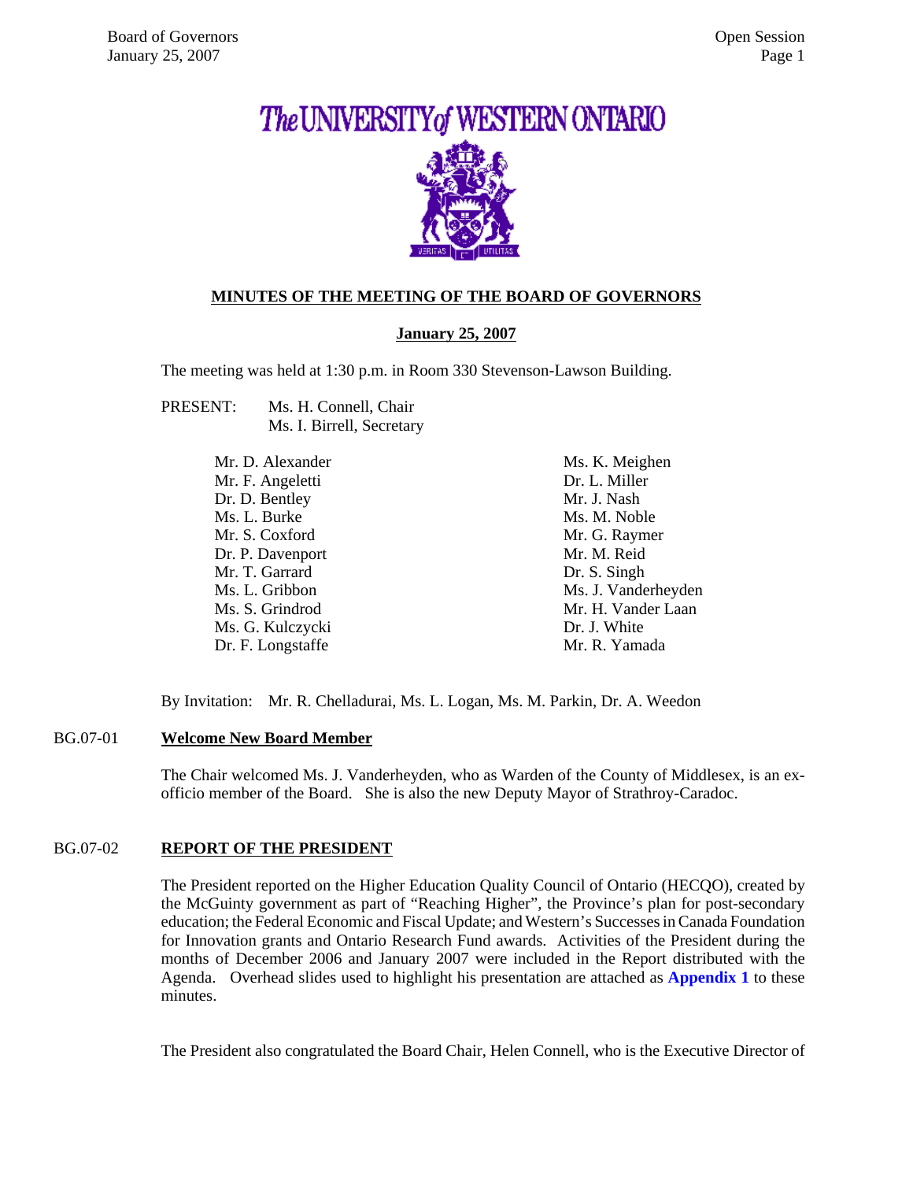# MINUTES OF THE MEETING OF THE BOARD OF GOVERNORS

**January 25, 2007**

The meeting was held at 1:30 p.m. in Room 330 Stevenson-Lawson Building.

PRESENT: Ms. H. Connell, Chair
Ms. I. Birrell, Secretary

Mr. D. Alexander
Mr. F. Angeletti
Dr. D. Bentley
Ms. L. Burke
Mr. S. Coxford
Dr. P. Davenport
Mr. T. Garrard
Ms. L. Gribbon
Ms. S. Grindrod
Ms. G. Kulczycki
Dr. F. Longstaffe
Ms. K. Meighen
Dr. L. Miller
Mr. J. Nash
Ms. M. Noble
Mr. G. Raymer
Mr. M. Reid
Dr. S. Singh
Ms. J. Vanderheyden
Mr. H. Vander Laan
Dr. J. White
Mr. R. Yamada

By Invitation: Mr. R. Chelladurai, Ms. L. Logan, Ms. M. Parkin, Dr. A. Weedon

## BG.07-01 **Welcome New Board Member**

The Chair welcomed Ms. J. Vanderheyden, who as Warden of the County of Middlesex, is an ex-officio member of the Board. She is also the new Deputy Mayor of Strathroy-Caradoc.

## BG.07-02 **REPORT OF THE PRESIDENT**

The President reported on the Higher Education Quality Council of Ontario (HECQO), created by the McGuinty government as part of "Reaching Higher", the Province's plan for post-secondary education; the Federal Economic and Fiscal Update; and Western's Successes in Canada Foundation for Innovation grants and Ontario Research Fund awards. Activities of the President during the months of December 2006 and January 2007 were included in the Report distributed with the Agenda. Overhead slides used to highlight his presentation are attached as **Appendix 1** to these minutes.

The President also congratulated the Board Chair, Helen Connell, who is the Executive Director of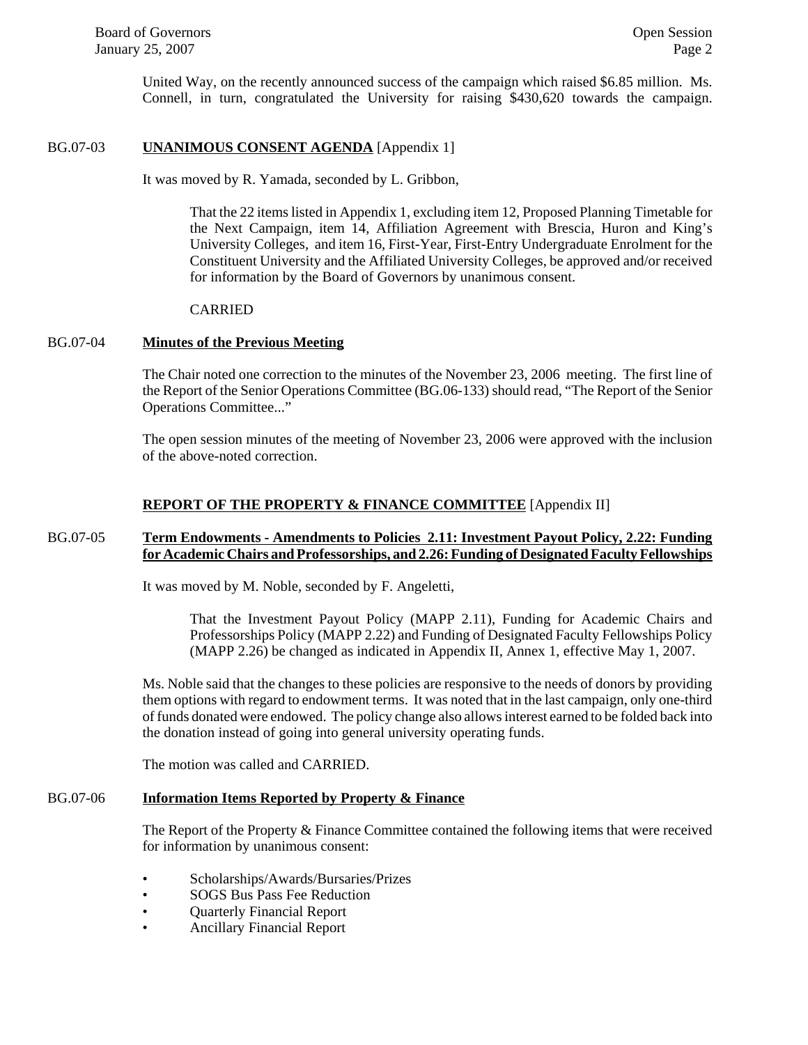United Way, on the recently announced success of the campaign which raised $6.85 million. Ms. Connell, in turn, congratulated the University for raising $430,620 towards the campaign.

BG.07-03 **UNANIMOUS CONSENT AGENDA** [Appendix 1]

It was moved by R. Yamada, seconded by L. Gribbon,

> That the 22 items listed in Appendix 1, excluding item 12, Proposed Planning Timetable for the Next Campaign, item 14, Affiliation Agreement with Brescia, Huron and King's University Colleges, and item 16, First-Year, First-Entry Undergraduate Enrolment for the Constituent University and the Affiliated University Colleges, be approved and/or received for information by the Board of Governors by unanimous consent.
>
> CARRIED

BG.07-04 **Minutes of the Previous Meeting**

The Chair noted one correction to the minutes of the November 23, 2006 meeting. The first line of the Report of the Senior Operations Committee (BG.06-133) should read, "The Report of the Senior Operations Committee..."

The open session minutes of the meeting of November 23, 2006 were approved with the inclusion of the above-noted correction.

**REPORT OF THE PROPERTY & FINANCE COMMITTEE** [Appendix II]

BG.07-05 **Term Endowments - Amendments to Policies 2.11: Investment Payout Policy, 2.22: Funding for Academic Chairs and Professorships, and 2.26: Funding of Designated Faculty Fellowships**

It was moved by M. Noble, seconded by F. Angeletti,

> That the Investment Payout Policy (MAPP 2.11), Funding for Academic Chairs and Professorships Policy (MAPP 2.22) and Funding of Designated Faculty Fellowships Policy (MAPP 2.26) be changed as indicated in Appendix II, Annex 1, effective May 1, 2007.

Ms. Noble said that the changes to these policies are responsive to the needs of donors by providing them options with regard to endowment terms. It was noted that in the last campaign, only one-third of funds donated were endowed. The policy change also allows interest earned to be folded back into the donation instead of going into general university operating funds.

The motion was called and CARRIED.

BG.07-06 **Information Items Reported by Property & Finance**

The Report of the Property & Finance Committee contained the following items that were received for information by unanimous consent:

- Scholarships/Awards/Bursaries/Prizes
- SOGS Bus Pass Fee Reduction
- Quarterly Financial Report
- Ancillary Financial Report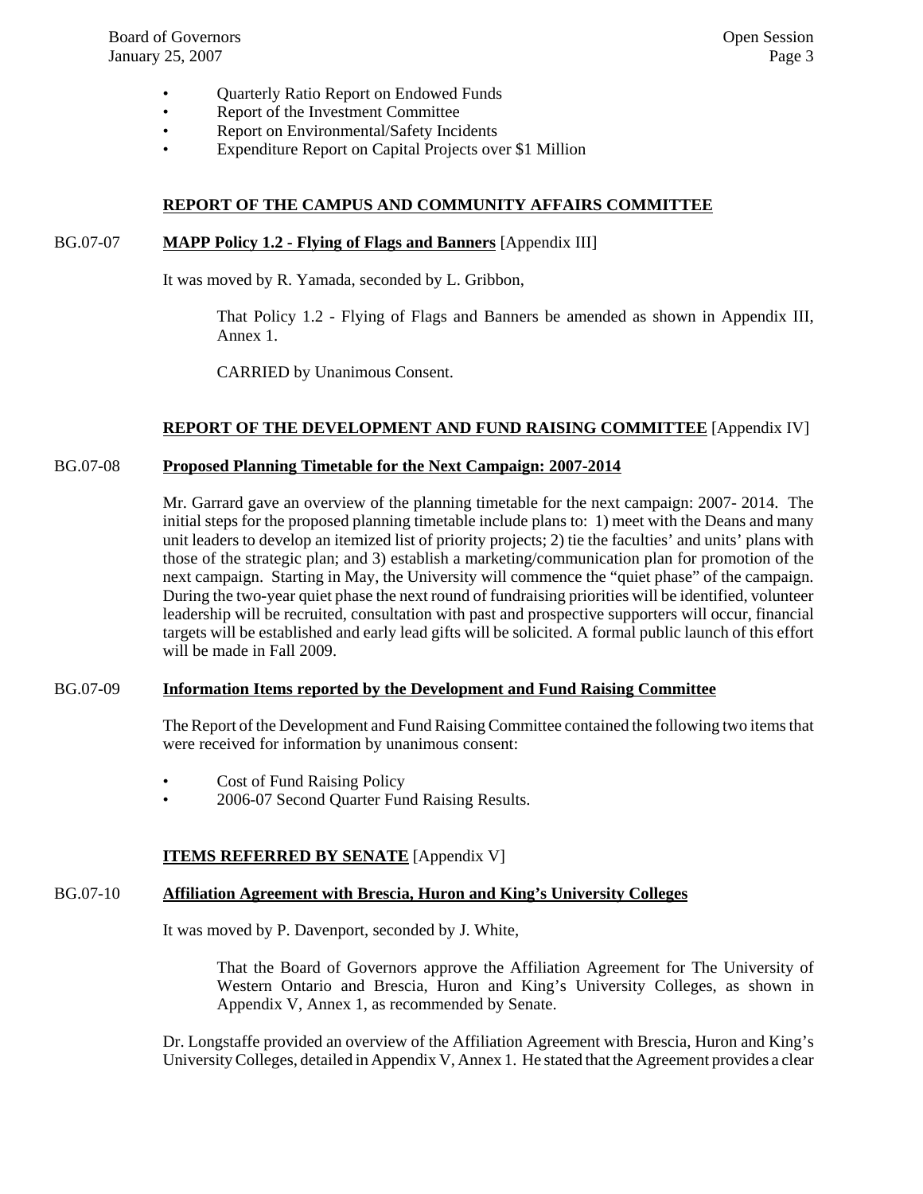- Quarterly Ratio Report on Endowed Funds
- Report of the Investment Committee
- Report on Environmental/Safety Incidents
- Expenditure Report on Capital Projects over $1 Million

## REPORT OF THE CAMPUS AND COMMUNITY AFFAIRS COMMITTEE

BG.07-07 **MAPP Policy 1.2 - Flying of Flags and Banners** [Appendix III]

It was moved by R. Yamada, seconded by L. Gribbon,

> That Policy 1.2 - Flying of Flags and Banners be amended as shown in Appendix III, Annex 1.
>
> CARRIED by Unanimous Consent.

## REPORT OF THE DEVELOPMENT AND FUND RAISING COMMITTEE [Appendix IV]

BG.07-08 **Proposed Planning Timetable for the Next Campaign: 2007-2014**

Mr. Garrard gave an overview of the planning timetable for the next campaign: 2007- 2014. The initial steps for the proposed planning timetable include plans to: 1) meet with the Deans and many unit leaders to develop an itemized list of priority projects; 2) tie the faculties' and units' plans with those of the strategic plan; and 3) establish a marketing/communication plan for promotion of the next campaign. Starting in May, the University will commence the "quiet phase" of the campaign. During the two-year quiet phase the next round of fundraising priorities will be identified, volunteer leadership will be recruited, consultation with past and prospective supporters will occur, financial targets will be established and early lead gifts will be solicited. A formal public launch of this effort will be made in Fall 2009.

BG.07-09 **Information Items reported by the Development and Fund Raising Committee**

The Report of the Development and Fund Raising Committee contained the following two items that were received for information by unanimous consent:

- Cost of Fund Raising Policy
- 2006-07 Second Quarter Fund Raising Results.

## ITEMS REFERRED BY SENATE [Appendix V]

BG.07-10 **Affiliation Agreement with Brescia, Huron and King's University Colleges**

It was moved by P. Davenport, seconded by J. White,

> That the Board of Governors approve the Affiliation Agreement for The University of Western Ontario and Brescia, Huron and King's University Colleges, as shown in Appendix V, Annex 1, as recommended by Senate.

Dr. Longstaffe provided an overview of the Affiliation Agreement with Brescia, Huron and King's University Colleges, detailed in Appendix V, Annex 1. He stated that the Agreement provides a clear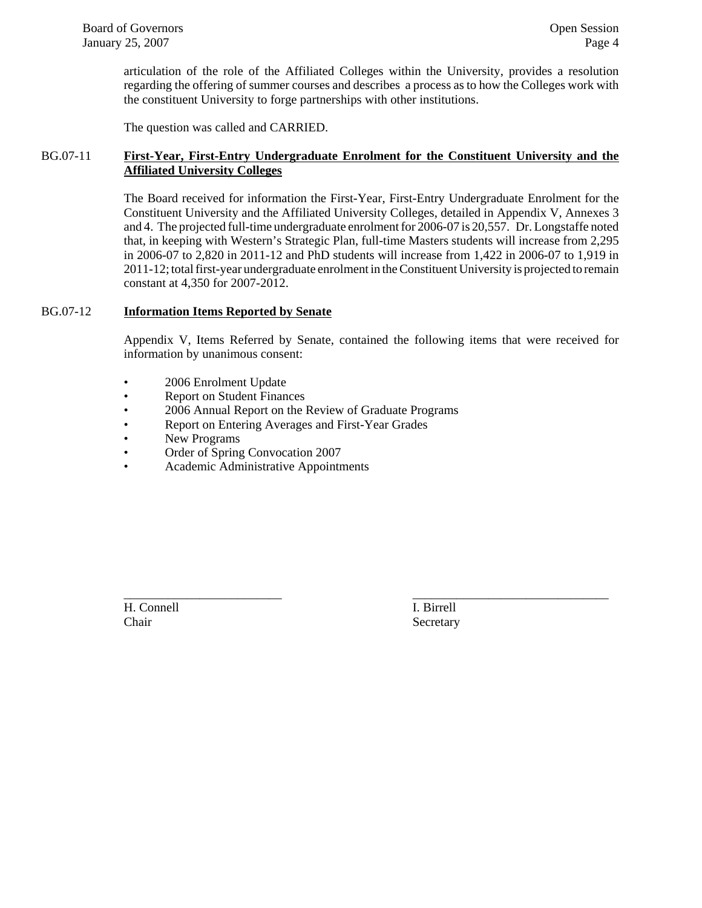articulation of the role of the Affiliated Colleges within the University, provides a resolution regarding the offering of summer courses and describes a process as to how the Colleges work with the constituent University to forge partnerships with other institutions.

The question was called and CARRIED.

BG.07-11 **First-Year, First-Entry Undergraduate Enrolment for the Constituent University and the Affiliated University Colleges**

The Board received for information the First-Year, First-Entry Undergraduate Enrolment for the Constituent University and the Affiliated University Colleges, detailed in Appendix V, Annexes 3 and 4. The projected full-time undergraduate enrolment for 2006-07 is 20,557. Dr. Longstaffe noted that, in keeping with Western's Strategic Plan, full-time Masters students will increase from 2,295 in 2006-07 to 2,820 in 2011-12 and PhD students will increase from 1,422 in 2006-07 to 1,919 in 2011-12; total first-year undergraduate enrolment in the Constituent University is projected to remain constant at 4,350 for 2007-2012.

BG.07-12 **Information Items Reported by Senate**

Appendix V, Items Referred by Senate, contained the following items that were received for information by unanimous consent:

- 2006 Enrolment Update
- Report on Student Finances
- 2006 Annual Report on the Review of Graduate Programs
- Report on Entering Averages and First-Year Grades
- New Programs
- Order of Spring Convocation 2007
- Academic Administrative Appointments

_________________________ H. Connell, Chair

_________________________ I. Birrell, Secretary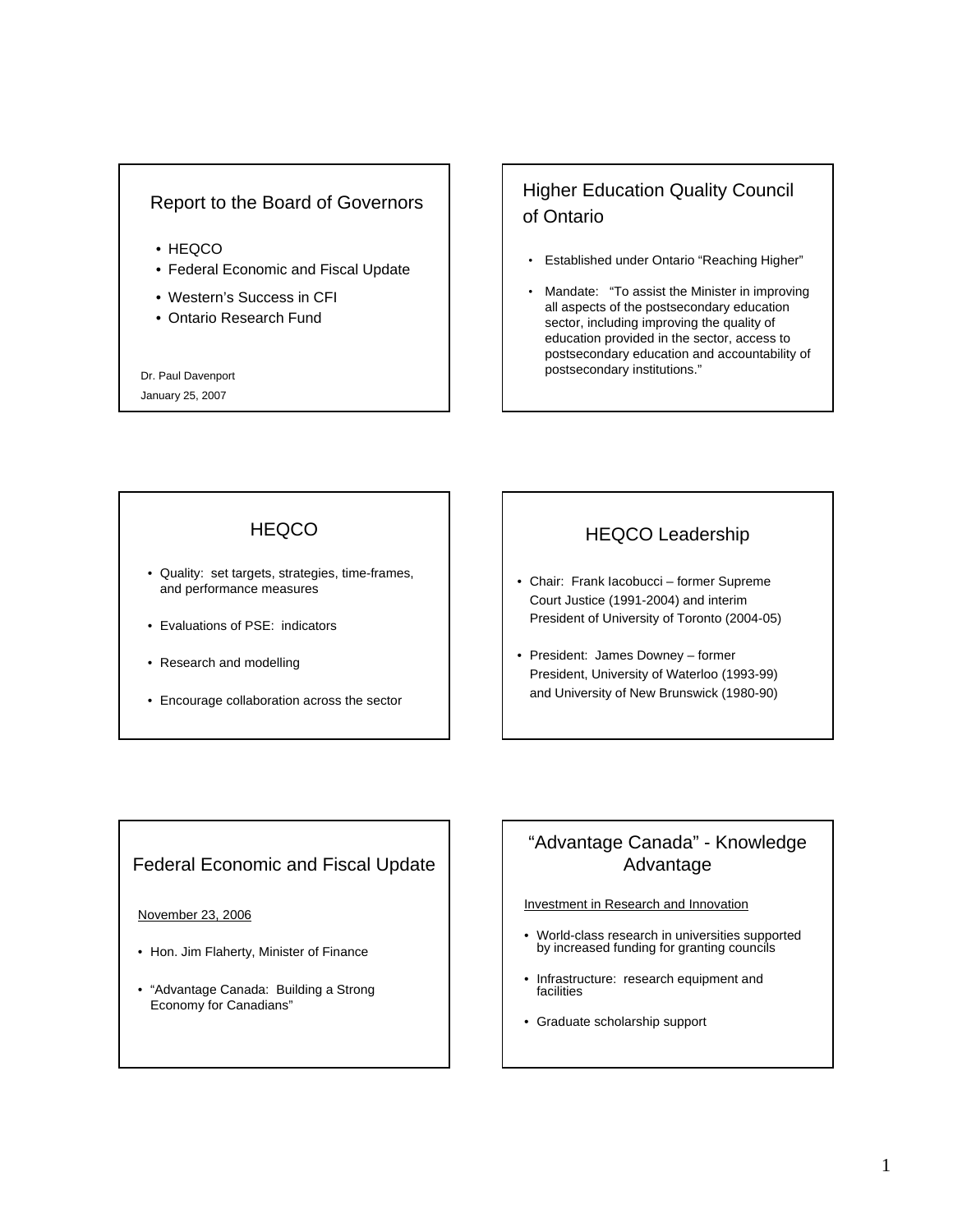## Report to the Board of Governors

- HEQCO
- Federal Economic and Fiscal Update
- Western's Success in CFI
- Ontario Research Fund

Dr. Paul Davenport

January 25, 2007

## Higher Education Quality Council of Ontario

- Established under Ontario "Reaching Higher"
- Mandate: "To assist the Minister in improving all aspects of the postsecondary education sector, including improving the quality of education provided in the sector, access to postsecondary education and accountability of postsecondary institutions."

## HEQCO

- Quality: set targets, strategies, time-frames, and performance measures
- Evaluations of PSE: indicators
- Research and modelling
- Encourage collaboration across the sector

## HEQCO Leadership

- Chair: Frank Iacobucci – former Supreme Court Justice (1991-2004) and interim President of University of Toronto (2004-05)
- President: James Downey – former President, University of Waterloo (1993-99) and University of New Brunswick (1980-90)

## Federal Economic and Fiscal Update

November 23, 2006

- Hon. Jim Flaherty, Minister of Finance
- "Advantage Canada: Building a Strong Economy for Canadians"

## "Advantage Canada" - Knowledge Advantage

Investment in Research and Innovation

- World-class research in universities supported by increased funding for granting councils
- Infrastructure: research equipment and facilities
- Graduate scholarship support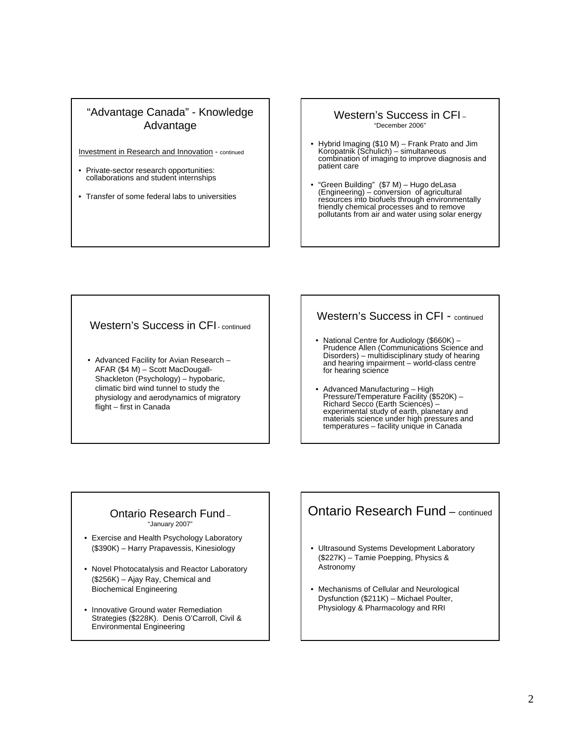## "Advantage Canada" - Knowledge Advantage

Investment in Research and Innovation - continued

- Private-sector research opportunities: collaborations and student internships
- Transfer of some federal labs to universities

## Western's Success in CFI – "December 2006"

- Hybrid Imaging ($10 M) – Frank Prato and Jim Koropatnik (Schulich) – simultaneous combination of imaging to improve diagnosis and patient care
- "Green Building" ($7 M) – Hugo deLasa (Engineering) – conversion of agricultural resources into biofuels through environmentally friendly chemical processes and to remove pollutants from air and water using solar energy

## Western's Success in CFI - continued

- Advanced Facility for Avian Research – AFAR ($4 M) – Scott MacDougall-Shackleton (Psychology) – hypobaric, climatic bird wind tunnel to study the physiology and aerodynamics of migratory flight – first in Canada

## Western's Success in CFI - continued

- National Centre for Audiology ($660K) – Prudence Allen (Communications Science and Disorders) – multidisciplinary study of hearing and hearing impairment – world-class centre for hearing science
- Advanced Manufacturing – High Pressure/Temperature Facility ($520K) – Richard Secco (Earth Sciences) – experimental study of earth, planetary and materials science under high pressures and temperatures – facility unique in Canada

## Ontario Research Fund – "January 2007"

- Exercise and Health Psychology Laboratory ($390K) – Harry Prapavessis, Kinesiology
- Novel Photocatalysis and Reactor Laboratory ($256K) – Ajay Ray, Chemical and Biochemical Engineering
- Innovative Ground water Remediation Strategies ($228K). Denis O'Carroll, Civil & Environmental Engineering

## Ontario Research Fund – continued

- Ultrasound Systems Development Laboratory ($227K) – Tamie Poepping, Physics & Astronomy
- Mechanisms of Cellular and Neurological Dysfunction ($211K) – Michael Poulter, Physiology & Pharmacology and RRI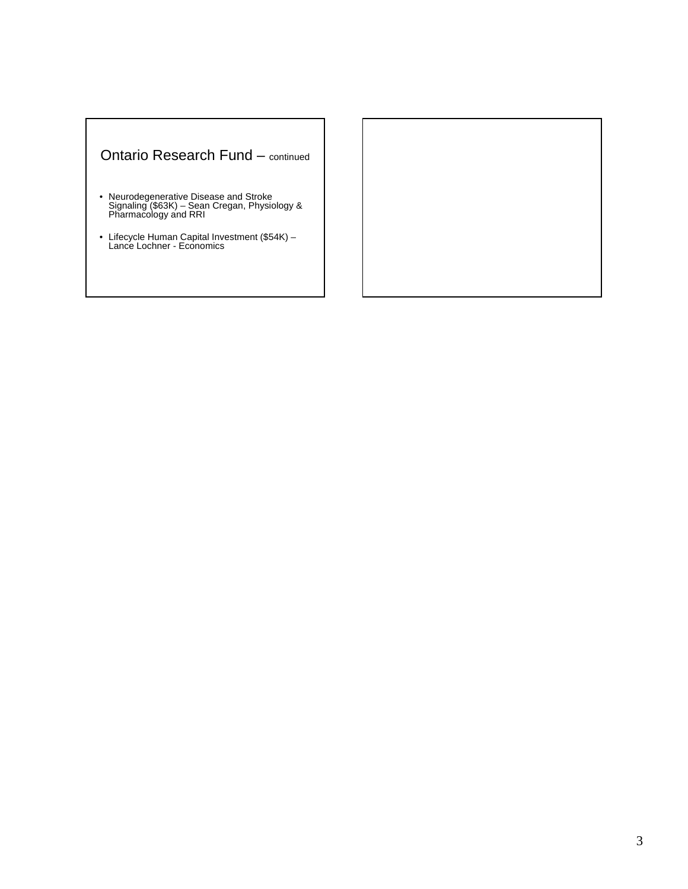## Ontario Research Fund – continued

- Neurodegenerative Disease and Stroke Signaling ($63K) – Sean Cregan, Physiology & Pharmacology and RRI
- Lifecycle Human Capital Investment ($54K) – Lance Lochner - Economics